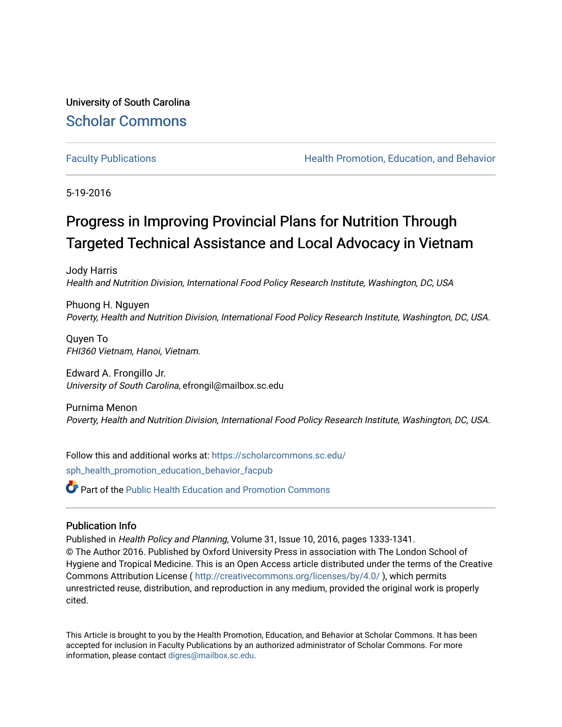University of South Carolina

## Scholar Commons

Faculty Publications | Health Promotion, Education, and Behavior

5-19-2016

# Progress in Improving Provincial Plans for Nutrition Through Targeted Technical Assistance and Local Advocacy in Vietnam

Jody Harris
*Health and Nutrition Division, International Food Policy Research Institute, Washington, DC, USA*

Phuong H. Nguyen
*Poverty, Health and Nutrition Division, International Food Policy Research Institute, Washington, DC, USA.*

Quyen To
*FHI360 Vietnam, Hanoi, Vietnam.*

Edward A. Frongillo Jr.
*University of South Carolina*, efrongil@mailbox.sc.edu

Purnima Menon
*Poverty, Health and Nutrition Division, International Food Policy Research Institute, Washington, DC, USA.*

Follow this and additional works at: https://scholarcommons.sc.edu/sph_health_promotion_education_behavior_facpub

Part of the Public Health Education and Promotion Commons

### Publication Info

Published in *Health Policy and Planning*, Volume 31, Issue 10, 2016, pages 1333-1341.
© The Author 2016. Published by Oxford University Press in association with The London School of Hygiene and Tropical Medicine. This is an Open Access article distributed under the terms of the Creative Commons Attribution License ( http://creativecommons.org/licenses/by/4.0/ ), which permits unrestricted reuse, distribution, and reproduction in any medium, provided the original work is properly cited.

This Article is brought to you by the Health Promotion, Education, and Behavior at Scholar Commons. It has been accepted for inclusion in Faculty Publications by an authorized administrator of Scholar Commons. For more information, please contact digres@mailbox.sc.edu.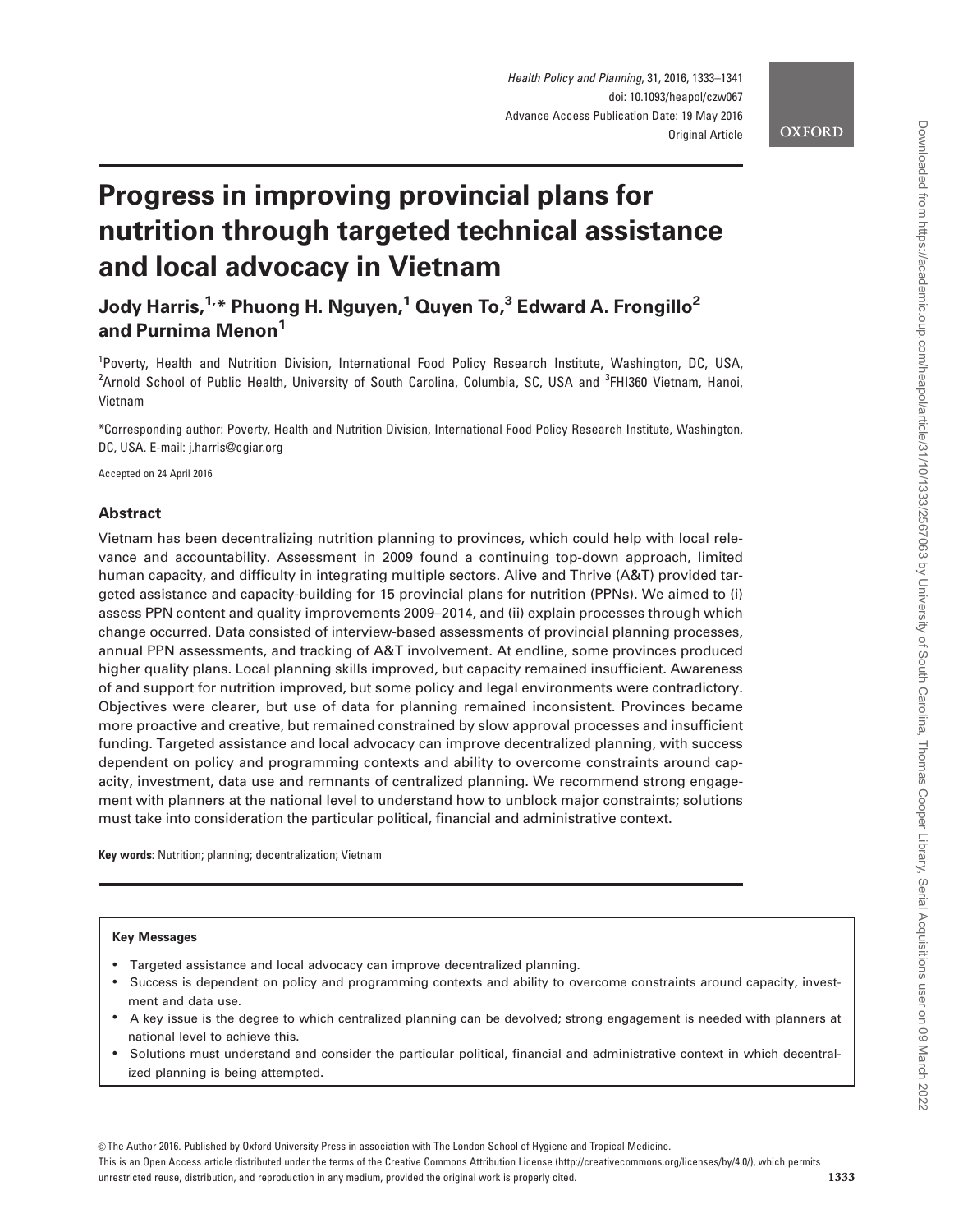# Progress in improving provincial plans for nutrition through targeted technical assistance and local advocacy in Vietnam

**Jody Harris,[1,*] Phuong H. Nguyen,[1] Quyen To,[3] Edward A. Frongillo[2] and Purnima Menon[1]**

[1]Poverty, Health and Nutrition Division, International Food Policy Research Institute, Washington, DC, USA, [2]Arnold School of Public Health, University of South Carolina, Columbia, SC, USA and [3]FHI360 Vietnam, Hanoi, Vietnam

*Corresponding author: Poverty, Health and Nutrition Division, International Food Policy Research Institute, Washington, DC, USA. E-mail: j.harris@cgiar.org

Accepted on 24 April 2016

## Abstract

Vietnam has been decentralizing nutrition planning to provinces, which could help with local relevance and accountability. Assessment in 2009 found a continuing top-down approach, limited human capacity, and difficulty in integrating multiple sectors. Alive and Thrive (A&T) provided targeted assistance and capacity-building for 15 provincial plans for nutrition (PPNs). We aimed to (i) assess PPN content and quality improvements 2009–2014, and (ii) explain processes through which change occurred. Data consisted of interview-based assessments of provincial planning processes, annual PPN assessments, and tracking of A&T involvement. At endline, some provinces produced higher quality plans. Local planning skills improved, but capacity remained insufficient. Awareness of and support for nutrition improved, but some policy and legal environments were contradictory. Objectives were clearer, but use of data for planning remained inconsistent. Provinces became more proactive and creative, but remained constrained by slow approval processes and insufficient funding. Targeted assistance and local advocacy can improve decentralized planning, with success dependent on policy and programming contexts and ability to overcome constraints around capacity, investment, data use and remnants of centralized planning. We recommend strong engagement with planners at the national level to understand how to unblock major constraints; solutions must take into consideration the particular political, financial and administrative context.

**Key words**: Nutrition; planning; decentralization; Vietnam

### Key Messages

- Targeted assistance and local advocacy can improve decentralized planning.
- Success is dependent on policy and programming contexts and ability to overcome constraints around capacity, investment and data use.
- A key issue is the degree to which centralized planning can be devolved; strong engagement is needed with planners at national level to achieve this.
- Solutions must understand and consider the particular political, financial and administrative context in which decentralized planning is being attempted.

© The Author 2016. Published by Oxford University Press in association with The London School of Hygiene and Tropical Medicine.
This is an Open Access article distributed under the terms of the Creative Commons Attribution License (http://creativecommons.org/licenses/by/4.0/), which permits unrestricted reuse, distribution, and reproduction in any medium, provided the original work is properly cited.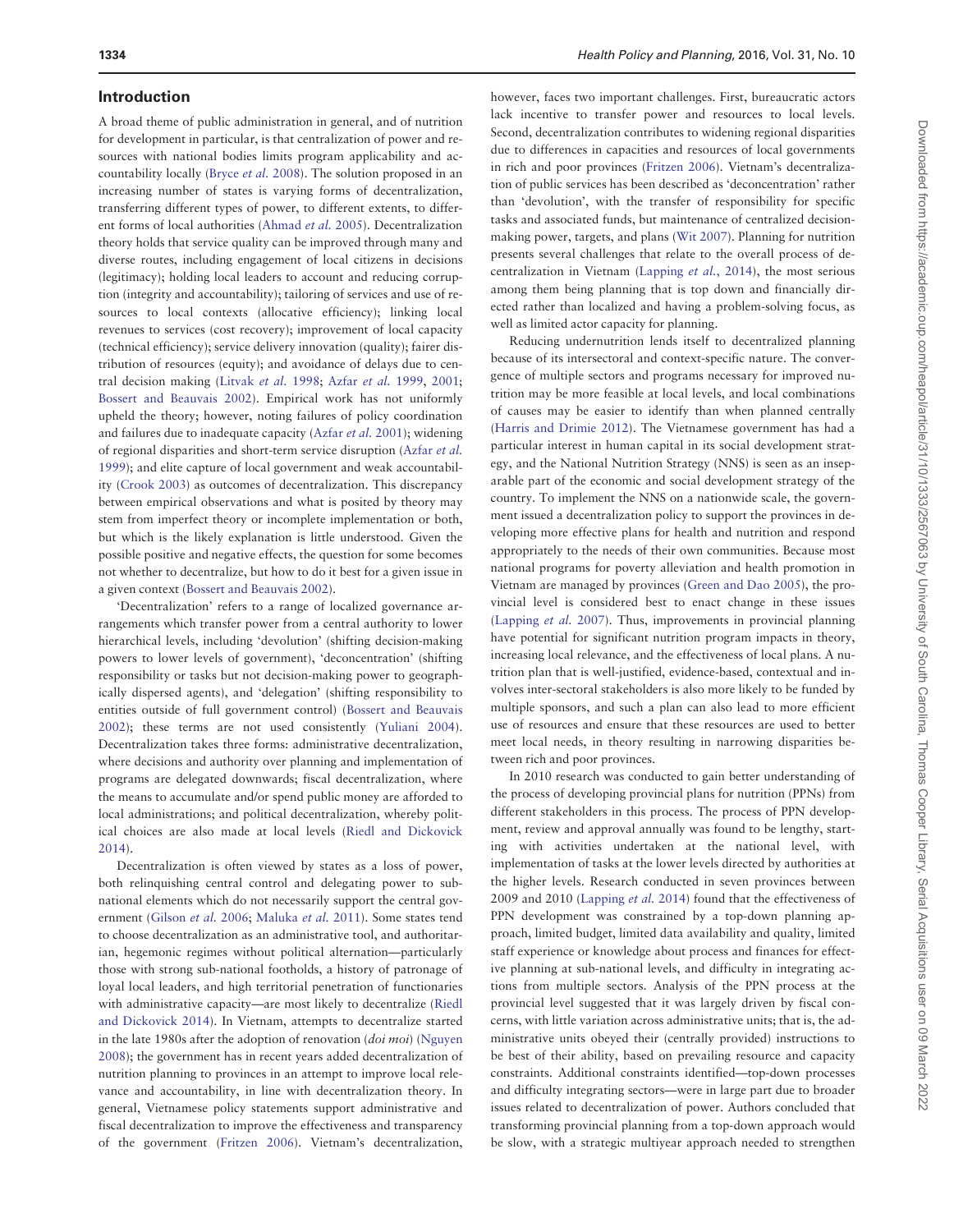## Introduction

A broad theme of public administration in general, and of nutrition for development in particular, is that centralization of power and resources with national bodies limits program applicability and accountability locally (Bryce *et al.* 2008). The solution proposed in an increasing number of states is varying forms of decentralization, transferring different types of power, to different extents, to different forms of local authorities (Ahmad *et al.* 2005). Decentralization theory holds that service quality can be improved through many and diverse routes, including engagement of local citizens in decisions (legitimacy); holding local leaders to account and reducing corruption (integrity and accountability); tailoring of services and use of resources to local contexts (allocative efficiency); linking local revenues to services (cost recovery); improvement of local capacity (technical efficiency); service delivery innovation (quality); fairer distribution of resources (equity); and avoidance of delays due to central decision making (Litvak *et al.* 1998; Azfar *et al.* 1999, 2001; Bossert and Beauvais 2002). Empirical work has not uniformly upheld the theory; however, noting failures of policy coordination and failures due to inadequate capacity (Azfar *et al.* 2001); widening of regional disparities and short-term service disruption (Azfar *et al.* 1999); and elite capture of local government and weak accountability (Crook 2003) as outcomes of decentralization. This discrepancy between empirical observations and what is posited by theory may stem from imperfect theory or incomplete implementation or both, but which is the likely explanation is little understood. Given the possible positive and negative effects, the question for some becomes not whether to decentralize, but how to do it best for a given issue in a given context (Bossert and Beauvais 2002).

'Decentralization' refers to a range of localized governance arrangements which transfer power from a central authority to lower hierarchical levels, including 'devolution' (shifting decision-making powers to lower levels of government), 'deconcentration' (shifting responsibility or tasks but not decision-making power to geographically dispersed agents), and 'delegation' (shifting responsibility to entities outside of full government control) (Bossert and Beauvais 2002); these terms are not used consistently (Yuliani 2004). Decentralization takes three forms: administrative decentralization, where decisions and authority over planning and implementation of programs are delegated downwards; fiscal decentralization, where the means to accumulate and/or spend public money are afforded to local administrations; and political decentralization, whereby political choices are also made at local levels (Riedl and Dickovick 2014).

Decentralization is often viewed by states as a loss of power, both relinquishing central control and delegating power to sub-national elements which do not necessarily support the central government (Gilson *et al.* 2006; Maluka *et al.* 2011). Some states tend to choose decentralization as an administrative tool, and authoritarian, hegemonic regimes without political alternation—particularly those with strong sub-national footholds, a history of patronage of loyal local leaders, and high territorial penetration of functionaries with administrative capacity—are most likely to decentralize (Riedl and Dickovick 2014). In Vietnam, attempts to decentralize started in the late 1980s after the adoption of renovation (*doi moi*) (Nguyen 2008); the government has in recent years added decentralization of nutrition planning to provinces in an attempt to improve local relevance and accountability, in line with decentralization theory. In general, Vietnamese policy statements support administrative and fiscal decentralization to improve the effectiveness and transparency of the government (Fritzen 2006). Vietnam's decentralization, however, faces two important challenges. First, bureaucratic actors lack incentive to transfer power and resources to local levels. Second, decentralization contributes to widening regional disparities due to differences in capacities and resources of local governments in rich and poor provinces (Fritzen 2006). Vietnam's decentralization of public services has been described as 'deconcentration' rather than 'devolution', with the transfer of responsibility for specific tasks and associated funds, but maintenance of centralized decision-making power, targets, and plans (Wit 2007). Planning for nutrition presents several challenges that relate to the overall process of decentralization in Vietnam (Lapping *et al.*, 2014), the most serious among them being planning that is top down and financially directed rather than localized and having a problem-solving focus, as well as limited actor capacity for planning.

Reducing undernutrition lends itself to decentralized planning because of its intersectoral and context-specific nature. The convergence of multiple sectors and programs necessary for improved nutrition may be more feasible at local levels, and local combinations of causes may be easier to identify than when planned centrally (Harris and Drimie 2012). The Vietnamese government has had a particular interest in human capital in its social development strategy, and the National Nutrition Strategy (NNS) is seen as an inseparable part of the economic and social development strategy of the country. To implement the NNS on a nationwide scale, the government issued a decentralization policy to support the provinces in developing more effective plans for health and nutrition and respond appropriately to the needs of their own communities. Because most national programs for poverty alleviation and health promotion in Vietnam are managed by provinces (Green and Dao 2005), the provincial level is considered best to enact change in these issues (Lapping *et al.* 2007). Thus, improvements in provincial planning have potential for significant nutrition program impacts in theory, increasing local relevance, and the effectiveness of local plans. A nutrition plan that is well-justified, evidence-based, contextual and involves inter-sectoral stakeholders is also more likely to be funded by multiple sponsors, and such a plan can also lead to more efficient use of resources and ensure that these resources are used to better meet local needs, in theory resulting in narrowing disparities between rich and poor provinces.

In 2010 research was conducted to gain better understanding of the process of developing provincial plans for nutrition (PPNs) from different stakeholders in this process. The process of PPN development, review and approval annually was found to be lengthy, starting with activities undertaken at the national level, with implementation of tasks at the lower levels directed by authorities at the higher levels. Research conducted in seven provinces between 2009 and 2010 (Lapping *et al.* 2014) found that the effectiveness of PPN development was constrained by a top-down planning approach, limited budget, limited data availability and quality, limited staff experience or knowledge about process and finances for effective planning at sub-national levels, and difficulty in integrating actions from multiple sectors. Analysis of the PPN process at the provincial level suggested that it was largely driven by fiscal concerns, with little variation across administrative units; that is, the administrative units obeyed their (centrally provided) instructions to be best of their ability, based on prevailing resource and capacity constraints. Additional constraints identified—top-down processes and difficulty integrating sectors—were in large part due to broader issues related to decentralization of power. Authors concluded that transforming provincial planning from a top-down approach would be slow, with a strategic multiyear approach needed to strengthen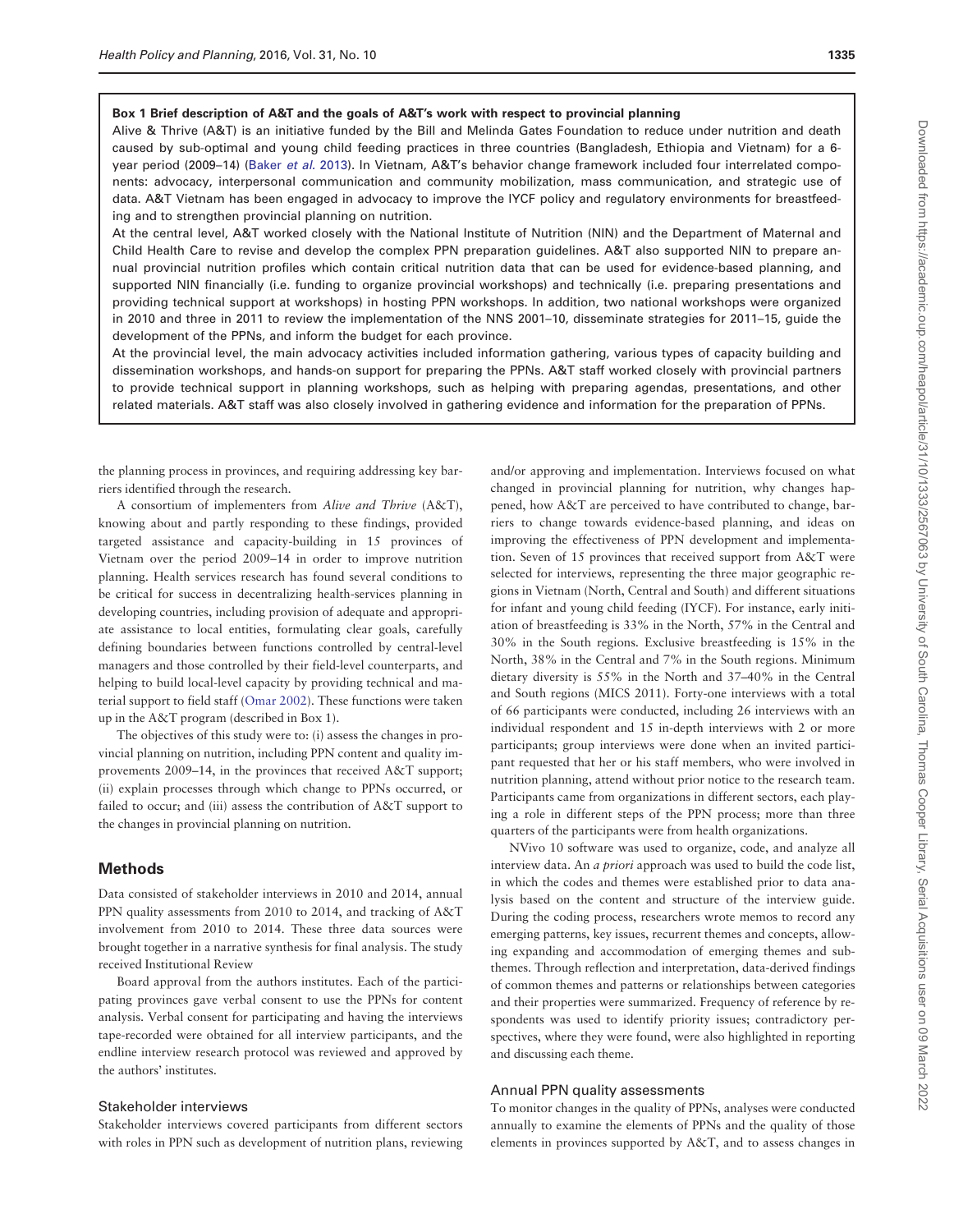**Box 1 Brief description of A&T and the goals of A&T's work with respect to provincial planning**

Alive & Thrive (A&T) is an initiative funded by the Bill and Melinda Gates Foundation to reduce under nutrition and death caused by sub-optimal and young child feeding practices in three countries (Bangladesh, Ethiopia and Vietnam) for a 6-year period (2009–14) (Baker *et al.* 2013). In Vietnam, A&T's behavior change framework included four interrelated components: advocacy, interpersonal communication and community mobilization, mass communication, and strategic use of data. A&T Vietnam has been engaged in advocacy to improve the IYCF policy and regulatory environments for breastfeeding and to strengthen provincial planning on nutrition.

At the central level, A&T worked closely with the National Institute of Nutrition (NIN) and the Department of Maternal and Child Health Care to revise and develop the complex PPN preparation guidelines. A&T also supported NIN to prepare annual provincial nutrition profiles which contain critical nutrition data that can be used for evidence-based planning, and supported NIN financially (i.e. funding to organize provincial workshops) and technically (i.e. preparing presentations and providing technical support at workshops) in hosting PPN workshops. In addition, two national workshops were organized in 2010 and three in 2011 to review the implementation of the NNS 2001–10, disseminate strategies for 2011–15, guide the development of the PPNs, and inform the budget for each province.

At the provincial level, the main advocacy activities included information gathering, various types of capacity building and dissemination workshops, and hands-on support for preparing the PPNs. A&T staff worked closely with provincial partners to provide technical support in planning workshops, such as helping with preparing agendas, presentations, and other related materials. A&T staff was also closely involved in gathering evidence and information for the preparation of PPNs.

the planning process in provinces, and requiring addressing key barriers identified through the research.

A consortium of implementers from *Alive and Thrive* (A&T), knowing about and partly responding to these findings, provided targeted assistance and capacity-building in 15 provinces of Vietnam over the period 2009–14 in order to improve nutrition planning. Health services research has found several conditions to be critical for success in decentralizing health-services planning in developing countries, including provision of adequate and appropriate assistance to local entities, formulating clear goals, carefully defining boundaries between functions controlled by central-level managers and those controlled by their field-level counterparts, and helping to build local-level capacity by providing technical and material support to field staff (Omar 2002). These functions were taken up in the A&T program (described in Box 1).

The objectives of this study were to: (i) assess the changes in provincial planning on nutrition, including PPN content and quality improvements 2009–14, in the provinces that received A&T support; (ii) explain processes through which change to PPNs occurred, or failed to occur; and (iii) assess the contribution of A&T support to the changes in provincial planning on nutrition.

## Methods

Data consisted of stakeholder interviews in 2010 and 2014, annual PPN quality assessments from 2010 to 2014, and tracking of A&T involvement from 2010 to 2014. These three data sources were brought together in a narrative synthesis for final analysis. The study received Institutional Review

Board approval from the authors institutes. Each of the participating provinces gave verbal consent to use the PPNs for content analysis. Verbal consent for participating and having the interviews tape-recorded were obtained for all interview participants, and the endline interview research protocol was reviewed and approved by the authors' institutes.

### Stakeholder interviews

Stakeholder interviews covered participants from different sectors with roles in PPN such as development of nutrition plans, reviewing and/or approving and implementation. Interviews focused on what changed in provincial planning for nutrition, why changes happened, how A&T are perceived to have contributed to change, barriers to change towards evidence-based planning, and ideas on improving the effectiveness of PPN development and implementation. Seven of 15 provinces that received support from A&T were selected for interviews, representing the three major geographic regions in Vietnam (North, Central and South) and different situations for infant and young child feeding (IYCF). For instance, early initiation of breastfeeding is 33% in the North, 57% in the Central and 30% in the South regions. Exclusive breastfeeding is 15% in the North, 38% in the Central and 7% in the South regions. Minimum dietary diversity is 55% in the North and 37–40% in the Central and South regions (MICS 2011). Forty-one interviews with a total of 66 participants were conducted, including 26 interviews with an individual respondent and 15 in-depth interviews with 2 or more participants; group interviews were done when an invited participant requested that her or his staff members, who were involved in nutrition planning, attend without prior notice to the research team. Participants came from organizations in different sectors, each playing a role in different steps of the PPN process; more than three quarters of the participants were from health organizations.

NVivo 10 software was used to organize, code, and analyze all interview data. An *a priori* approach was used to build the code list, in which the codes and themes were established prior to data analysis based on the content and structure of the interview guide. During the coding process, researchers wrote memos to record any emerging patterns, key issues, recurrent themes and concepts, allowing expanding and accommodation of emerging themes and subthemes. Through reflection and interpretation, data-derived findings of common themes and patterns or relationships between categories and their properties were summarized. Frequency of reference by respondents was used to identify priority issues; contradictory perspectives, where they were found, were also highlighted in reporting and discussing each theme.

### Annual PPN quality assessments

To monitor changes in the quality of PPNs, analyses were conducted annually to examine the elements of PPNs and the quality of those elements in provinces supported by A&T, and to assess changes in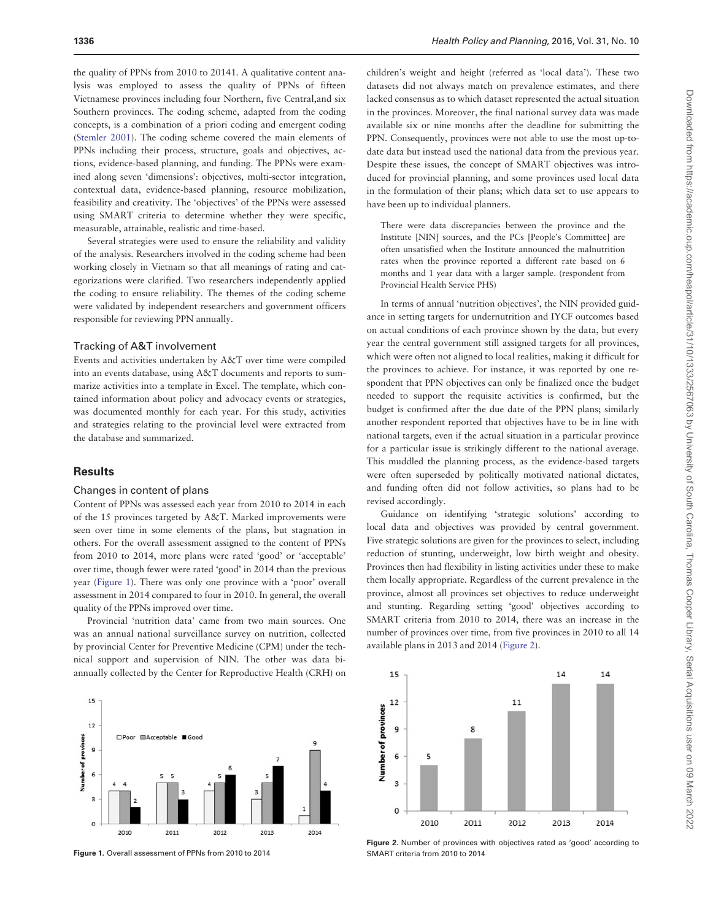the quality of PPNs from 2010 to 20141. A qualitative content analysis was employed to assess the quality of PPNs of fifteen Vietnamese provinces including four Northern, five Central,and six Southern provinces. The coding scheme, adapted from the coding concepts, is a combination of a priori coding and emergent coding (Stemler 2001). The coding scheme covered the main elements of PPNs including their process, structure, goals and objectives, actions, evidence-based planning, and funding. The PPNs were examined along seven 'dimensions': objectives, multi-sector integration, contextual data, evidence-based planning, resource mobilization, feasibility and creativity. The 'objectives' of the PPNs were assessed using SMART criteria to determine whether they were specific, measurable, attainable, realistic and time-based.

Several strategies were used to ensure the reliability and validity of the analysis. Researchers involved in the coding scheme had been working closely in Vietnam so that all meanings of rating and categorizations were clarified. Two researchers independently applied the coding to ensure reliability. The themes of the coding scheme were validated by independent researchers and government officers responsible for reviewing PPN annually.

### Tracking of A&T involvement

Events and activities undertaken by A&T over time were compiled into an events database, using A&T documents and reports to summarize activities into a template in Excel. The template, which contained information about policy and advocacy events or strategies, was documented monthly for each year. For this study, activities and strategies relating to the provincial level were extracted from the database and summarized.

## Results

### Changes in content of plans

Content of PPNs was assessed each year from 2010 to 2014 in each of the 15 provinces targeted by A&T. Marked improvements were seen over time in some elements of the plans, but stagnation in others. For the overall assessment assigned to the content of PPNs from 2010 to 2014, more plans were rated 'good' or 'acceptable' over time, though fewer were rated 'good' in 2014 than the previous year (Figure 1). There was only one province with a 'poor' overall assessment in 2014 compared to four in 2010. In general, the overall quality of the PPNs improved over time.

Provincial 'nutrition data' came from two main sources. One was an annual national surveillance survey on nutrition, collected by provincial Center for Preventive Medicine (CPM) under the technical support and supervision of NIN. The other was data biannually collected by the Center for Reproductive Health (CRH) on children's weight and height (referred as 'local data'). These two datasets did not always match on prevalence estimates, and there lacked consensus as to which dataset represented the actual situation in the provinces. Moreover, the final national survey data was made available six or nine months after the deadline for submitting the PPN. Consequently, provinces were not able to use the most up-to-date data but instead used the national data from the previous year. Despite these issues, the concept of SMART objectives was introduced for provincial planning, and some provinces used local data in the formulation of their plans; which data set to use appears to have been up to individual planners.

> There were data discrepancies between the province and the Institute [NIN] sources, and the PCs [People's Committee] are often unsatisfied when the Institute announced the malnutrition rates when the province reported a different rate based on 6 months and 1 year data with a larger sample. (respondent from Provincial Health Service PHS)

In terms of annual 'nutrition objectives', the NIN provided guidance in setting targets for undernutrition and IYCF outcomes based on actual conditions of each province shown by the data, but every year the central government still assigned targets for all provinces, which were often not aligned to local realities, making it difficult for the provinces to achieve. For instance, it was reported by one respondent that PPN objectives can only be finalized once the budget needed to support the requisite activities is confirmed, but the budget is confirmed after the due date of the PPN plans; similarly another respondent reported that objectives have to be in line with national targets, even if the actual situation in a particular province for a particular issue is strikingly different to the national average. This muddled the planning process, as the evidence-based targets were often superseded by politically motivated national dictates, and funding often did not follow activities, so plans had to be revised accordingly.

Guidance on identifying 'strategic solutions' according to local data and objectives was provided by central government. Five strategic solutions are given for the provinces to select, including reduction of stunting, underweight, low birth weight and obesity. Provinces then had flexibility in listing activities under these to make them locally appropriate. Regardless of the current prevalence in the province, almost all provinces set objectives to reduce underweight and stunting. Regarding setting 'good' objectives according to SMART criteria from 2010 to 2014, there was an increase in the number of provinces over time, from five provinces in 2010 to all 14 available plans in 2013 and 2014 (Figure 2).

Number of provinces
Poor Acceptable Good
15
12
9
6
3
0
2010: 4 4 2
2011: 5 5 3
2012: 4 5 6
2013: 3 5 7
2014: 1 9 4

Figure 1. Overall assessment of PPNs from 2010 to 2014

Number of provinces
15
12
9
6
3
0
2010: 5
2011: 8
2012: 11
2013: 14
2014: 14

Figure 2. Number of provinces with objectives rated as 'good' according to SMART criteria from 2010 to 2014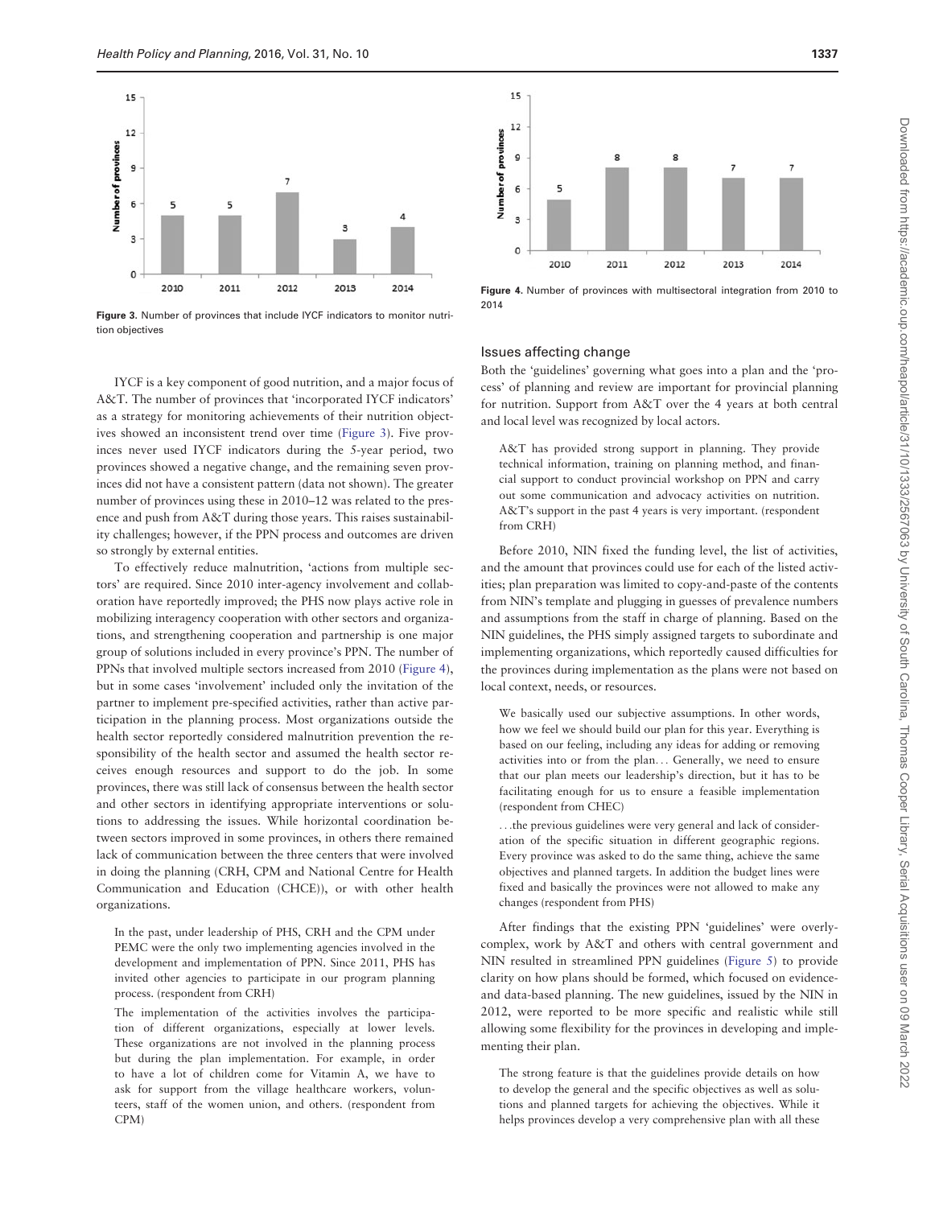15
12
9
6
3
0
Number of provinces
5 5 7 3 4
2010 2011 2012 2013 2014

Figure 3. Number of provinces that include IYCF indicators to monitor nutrition objectives

15
12
9
6
3
0
Number of provinces
5 8 8 7 7
2010 2011 2012 2013 2014

Figure 4. Number of provinces with multisectoral integration from 2010 to 2014

IYCF is a key component of good nutrition, and a major focus of A&T. The number of provinces that 'incorporated IYCF indicators' as a strategy for monitoring achievements of their nutrition objectives showed an inconsistent trend over time (Figure 3). Five provinces never used IYCF indicators during the 5-year period, two provinces showed a negative change, and the remaining seven provinces did not have a consistent pattern (data not shown). The greater number of provinces using these in 2010–12 was related to the presence and push from A&T during those years. This raises sustainability challenges; however, if the PPN process and outcomes are driven so strongly by external entities.

To effectively reduce malnutrition, 'actions from multiple sectors' are required. Since 2010 inter-agency involvement and collaboration have reportedly improved; the PHS now plays active role in mobilizing interagency cooperation with other sectors and organizations, and strengthening cooperation and partnership is one major group of solutions included in every province's PPN. The number of PPNs that involved multiple sectors increased from 2010 (Figure 4), but in some cases 'involvement' included only the invitation of the partner to implement pre-specified activities, rather than active participation in the planning process. Most organizations outside the health sector reportedly considered malnutrition prevention the responsibility of the health sector and assumed the health sector receives enough resources and support to do the job. In some provinces, there was still lack of consensus between the health sector and other sectors in identifying appropriate interventions or solutions to addressing the issues. While horizontal coordination between sectors improved in some provinces, in others there remained lack of communication between the three centers that were involved in doing the planning (CRH, CPM and National Centre for Health Communication and Education (CHCE)), or with other health organizations.

> In the past, under leadership of PHS, CRH and the CPM under PEMC were the only two implementing agencies involved in the development and implementation of PPN. Since 2011, PHS has invited other agencies to participate in our program planning process. (respondent from CRH)

> The implementation of the activities involves the participation of different organizations, especially at lower levels. These organizations are not involved in the planning process but during the plan implementation. For example, in order to have a lot of children come for Vitamin A, we have to ask for support from the village healthcare workers, volunteers, staff of the women union, and others. (respondent from CPM)

## Issues affecting change

Both the 'guidelines' governing what goes into a plan and the 'process' of planning and review are important for provincial planning for nutrition. Support from A&T over the 4 years at both central and local level was recognized by local actors.

> A&T has provided strong support in planning. They provide technical information, training on planning method, and financial support to conduct provincial workshop on PPN and carry out some communication and advocacy activities on nutrition. A&T's support in the past 4 years is very important. (respondent from CRH)

Before 2010, NIN fixed the funding level, the list of activities, and the amount that provinces could use for each of the listed activities; plan preparation was limited to copy-and-paste of the contents from NIN's template and plugging in guesses of prevalence numbers and assumptions from the staff in charge of planning. Based on the NIN guidelines, the PHS simply assigned targets to subordinate and implementing organizations, which reportedly caused difficulties for the provinces during implementation as the plans were not based on local context, needs, or resources.

> We basically used our subjective assumptions. In other words, how we feel we should build our plan for this year. Everything is based on our feeling, including any ideas for adding or removing activities into or from the plan... Generally, we need to ensure that our plan meets our leadership's direction, but it has to be facilitating enough for us to ensure a feasible implementation (respondent from CHEC)

> ...the previous guidelines were very general and lack of consideration of the specific situation in different geographic regions. Every province was asked to do the same thing, achieve the same objectives and planned targets. In addition the budget lines were fixed and basically the provinces were not allowed to make any changes (respondent from PHS)

After findings that the existing PPN 'guidelines' were overly-complex, work by A&T and others with central government and NIN resulted in streamlined PPN guidelines (Figure 5) to provide clarity on how plans should be formed, which focused on evidence- and data-based planning. The new guidelines, issued by the NIN in 2012, were reported to be more specific and realistic while still allowing some flexibility for the provinces in developing and implementing their plan.

> The strong feature is that the guidelines provide details on how to develop the general and the specific objectives as well as solutions and planned targets for achieving the objectives. While it helps provinces develop a very comprehensive plan with all these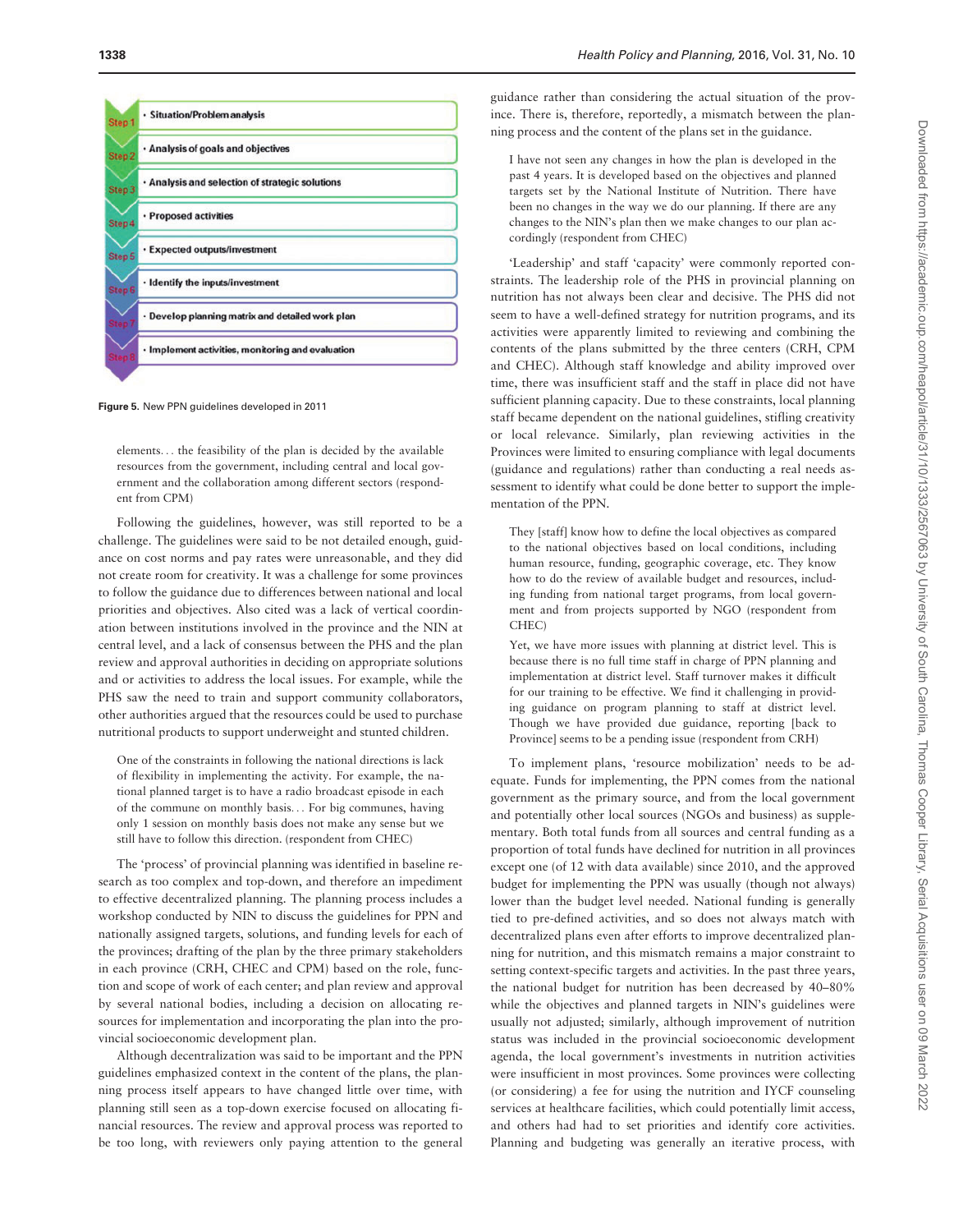Step 1 • Situation/Problem analysis

Step 2 • Analysis of goals and objectives

Step 3 • Analysis and selection of strategic solutions

Step 4 • Proposed activities

Step 5 • Expected outputs/investment

Step 6 • Identify the inputs/investment

Step 7 • Develop planning matrix and detailed work plan

Step 8 • Implement activities, monitoring and evaluation

**Figure 5.** New PPN guidelines developed in 2011

> elements… the feasibility of the plan is decided by the available resources from the government, including central and local government and the collaboration among different sectors (respondent from CPM)

Following the guidelines, however, was still reported to be a challenge. The guidelines were said to be not detailed enough, guidance on cost norms and pay rates were unreasonable, and they did not create room for creativity. It was a challenge for some provinces to follow the guidance due to differences between national and local priorities and objectives. Also cited was a lack of vertical coordination between institutions involved in the province and the NIN at central level, and a lack of consensus between the PHS and the plan review and approval authorities in deciding on appropriate solutions and or activities to address the local issues. For example, while the PHS saw the need to train and support community collaborators, other authorities argued that the resources could be used to purchase nutritional products to support underweight and stunted children.

> One of the constraints in following the national directions is lack of flexibility in implementing the activity. For example, the national planned target is to have a radio broadcast episode in each of the commune on monthly basis… For big communes, having only 1 session on monthly basis does not make any sense but we still have to follow this direction. (respondent from CHEC)

The 'process' of provincial planning was identified in baseline research as too complex and top-down, and therefore an impediment to effective decentralized planning. The planning process includes a workshop conducted by NIN to discuss the guidelines for PPN and nationally assigned targets, solutions, and funding levels for each of the provinces; drafting of the plan by the three primary stakeholders in each province (CRH, CHEC and CPM) based on the role, function and scope of work of each center; and plan review and approval by several national bodies, including a decision on allocating resources for implementation and incorporating the plan into the provincial socioeconomic development plan.

Although decentralization was said to be important and the PPN guidelines emphasized context in the content of the plans, the planning process itself appears to have changed little over time, with planning still seen as a top-down exercise focused on allocating financial resources. The review and approval process was reported to be too long, with reviewers only paying attention to the general guidance rather than considering the actual situation of the province. There is, therefore, reportedly, a mismatch between the planning process and the content of the plans set in the guidance.

> I have not seen any changes in how the plan is developed in the past 4 years. It is developed based on the objectives and planned targets set by the National Institute of Nutrition. There have been no changes in the way we do our planning. If there are any changes to the NIN's plan then we make changes to our plan accordingly (respondent from CHEC)

'Leadership' and staff 'capacity' were commonly reported constraints. The leadership role of the PHS in provincial planning on nutrition has not always been clear and decisive. The PHS did not seem to have a well-defined strategy for nutrition programs, and its activities were apparently limited to reviewing and combining the contents of the plans submitted by the three centers (CRH, CPM and CHEC). Although staff knowledge and ability improved over time, there was insufficient staff and the staff in place did not have sufficient planning capacity. Due to these constraints, local planning staff became dependent on the national guidelines, stifling creativity or local relevance. Similarly, plan reviewing activities in the Provinces were limited to ensuring compliance with legal documents (guidance and regulations) rather than conducting a real needs assessment to identify what could be done better to support the implementation of the PPN.

> They [staff] know how to define the local objectives as compared to the national objectives based on local conditions, including human resource, funding, geographic coverage, etc. They know how to do the review of available budget and resources, including funding from national target programs, from local government and from projects supported by NGO (respondent from CHEC)
>
> Yet, we have more issues with planning at district level. This is because there is no full time staff in charge of PPN planning and implementation at district level. Staff turnover makes it difficult for our training to be effective. We find it challenging in providing guidance on program planning to staff at district level. Though we have provided due guidance, reporting [back to Province] seems to be a pending issue (respondent from CRH)

To implement plans, 'resource mobilization' needs to be adequate. Funds for implementing, the PPN comes from the national government as the primary source, and from the local government and potentially other local sources (NGOs and business) as supplementary. Both total funds from all sources and central funding as a proportion of total funds have declined for nutrition in all provinces except one (of 12 with data available) since 2010, and the approved budget for implementing the PPN was usually (though not always) lower than the budget level needed. National funding is generally tied to pre-defined activities, and so does not always match with decentralized plans even after efforts to improve decentralized planning for nutrition, and this mismatch remains a major constraint to setting context-specific targets and activities. In the past three years, the national budget for nutrition has been decreased by 40–80% while the objectives and planned targets in NIN's guidelines were usually not adjusted; similarly, although improvement of nutrition status was included in the provincial socioeconomic development agenda, the local government's investments in nutrition activities were insufficient in most provinces. Some provinces were collecting (or considering) a fee for using the nutrition and IYCF counseling services at healthcare facilities, which could potentially limit access, and others had had to set priorities and identify core activities. Planning and budgeting was generally an iterative process, with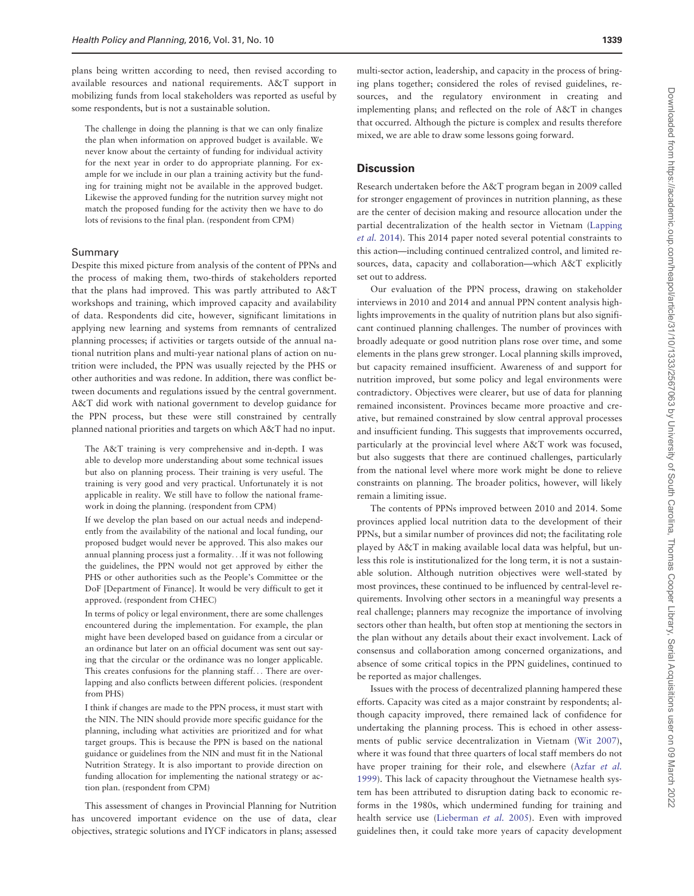plans being written according to need, then revised according to available resources and national requirements. A&T support in mobilizing funds from local stakeholders was reported as useful by some respondents, but is not a sustainable solution.

> The challenge in doing the planning is that we can only finalize the plan when information on approved budget is available. We never know about the certainty of funding for individual activity for the next year in order to do appropriate planning. For example for we include in our plan a training activity but the funding for training might not be available in the approved budget. Likewise the approved funding for the nutrition survey might not match the proposed funding for the activity then we have to do lots of revisions to the final plan. (respondent from CPM)

### Summary

Despite this mixed picture from analysis of the content of PPNs and the process of making them, two-thirds of stakeholders reported that the plans had improved. This was partly attributed to A&T workshops and training, which improved capacity and availability of data. Respondents did cite, however, significant limitations in applying new learning and systems from remnants of centralized planning processes; if activities or targets outside of the annual national nutrition plans and multi-year national plans of action on nutrition were included, the PPN was usually rejected by the PHS or other authorities and was redone. In addition, there was conflict between documents and regulations issued by the central government. A&T did work with national government to develop guidance for the PPN process, but these were still constrained by centrally planned national priorities and targets on which A&T had no input.

> The A&T training is very comprehensive and in-depth. I was able to develop more understanding about some technical issues but also on planning process. Their training is very useful. The training is very good and very practical. Unfortunately it is not applicable in reality. We still have to follow the national framework in doing the planning. (respondent from CPM)

> If we develop the plan based on our actual needs and independently from the availability of the national and local funding, our proposed budget would never be approved. This also makes our annual planning process just a formality…If it was not following the guidelines, the PPN would not get approved by either the PHS or other authorities such as the People's Committee or the DoF [Department of Finance]. It would be very difficult to get it approved. (respondent from CHEC)

> In terms of policy or legal environment, there are some challenges encountered during the implementation. For example, the plan might have been developed based on guidance from a circular or an ordinance but later on an official document was sent out saying that the circular or the ordinance was no longer applicable. This creates confusions for the planning staff… There are overlapping and also conflicts between different policies. (respondent from PHS)

> I think if changes are made to the PPN process, it must start with the NIN. The NIN should provide more specific guidance for the planning, including what activities are prioritized and for what target groups. This is because the PPN is based on the national guidance or guidelines from the NIN and must fit in the National Nutrition Strategy. It is also important to provide direction on funding allocation for implementing the national strategy or action plan. (respondent from CPM)

This assessment of changes in Provincial Planning for Nutrition has uncovered important evidence on the use of data, clear objectives, strategic solutions and IYCF indicators in plans; assessed multi-sector action, leadership, and capacity in the process of bringing plans together; considered the roles of revised guidelines, resources, and the regulatory environment in creating and implementing plans; and reflected on the role of A&T in changes that occurred. Although the picture is complex and results therefore mixed, we are able to draw some lessons going forward.

## Discussion

Research undertaken before the A&T program began in 2009 called for stronger engagement of provinces in nutrition planning, as these are the center of decision making and resource allocation under the partial decentralization of the health sector in Vietnam (Lapping *et al.* 2014). This 2014 paper noted several potential constraints to this action—including continued centralized control, and limited resources, data, capacity and collaboration—which A&T explicitly set out to address.

Our evaluation of the PPN process, drawing on stakeholder interviews in 2010 and 2014 and annual PPN content analysis highlights improvements in the quality of nutrition plans but also significant continued planning challenges. The number of provinces with broadly adequate or good nutrition plans rose over time, and some elements in the plans grew stronger. Local planning skills improved, but capacity remained insufficient. Awareness of and support for nutrition improved, but some policy and legal environments were contradictory. Objectives were clearer, but use of data for planning remained inconsistent. Provinces became more proactive and creative, but remained constrained by slow central approval processes and insufficient funding. This suggests that improvements occurred, particularly at the provincial level where A&T work was focused, but also suggests that there are continued challenges, particularly from the national level where more work might be done to relieve constraints on planning. The broader politics, however, will likely remain a limiting issue.

The contents of PPNs improved between 2010 and 2014. Some provinces applied local nutrition data to the development of their PPNs, but a similar number of provinces did not; the facilitating role played by A&T in making available local data was helpful, but unless this role is institutionalized for the long term, it is not a sustainable solution. Although nutrition objectives were well-stated by most provinces, these continued to be influenced by central-level requirements. Involving other sectors in a meaningful way presents a real challenge; planners may recognize the importance of involving sectors other than health, but often stop at mentioning the sectors in the plan without any details about their exact involvement. Lack of consensus and collaboration among concerned organizations, and absence of some critical topics in the PPN guidelines, continued to be reported as major challenges.

Issues with the process of decentralized planning hampered these efforts. Capacity was cited as a major constraint by respondents; although capacity improved, there remained lack of confidence for undertaking the planning process. This is echoed in other assessments of public service decentralization in Vietnam (Wit 2007), where it was found that three quarters of local staff members do not have proper training for their role, and elsewhere (Azfar *et al.* 1999). This lack of capacity throughout the Vietnamese health system has been attributed to disruption dating back to economic reforms in the 1980s, which undermined funding for training and health service use (Lieberman *et al.* 2005). Even with improved guidelines then, it could take more years of capacity development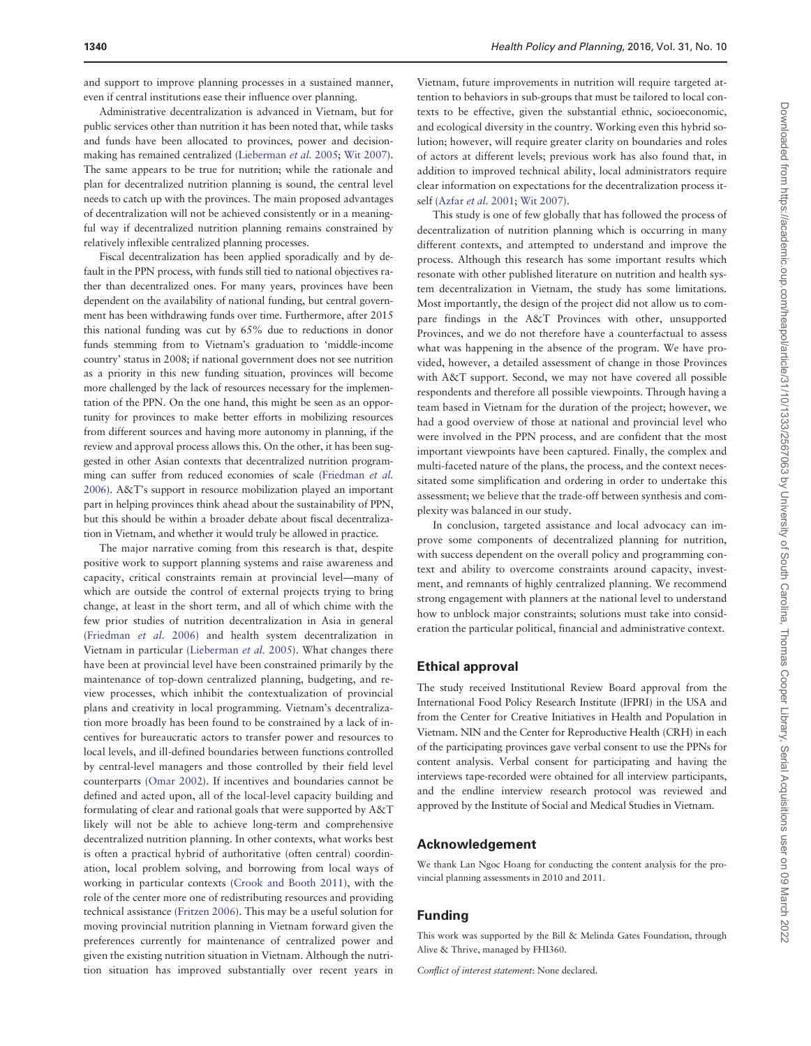and support to improve planning processes in a sustained manner, even if central institutions ease their influence over planning.

Administrative decentralization is advanced in Vietnam, but for public services other than nutrition it has been noted that, while tasks and funds have been allocated to provinces, power and decision-making has remained centralized (Lieberman *et al.* 2005; Wit 2007). The same appears to be true for nutrition; while the rationale and plan for decentralized nutrition planning is sound, the central level needs to catch up with the provinces. The main proposed advantages of decentralization will not be achieved consistently or in a meaningful way if decentralized nutrition planning remains constrained by relatively inflexible centralized planning processes.

Fiscal decentralization has been applied sporadically and by default in the PPN process, with funds still tied to national objectives rather than decentralized ones. For many years, provinces have been dependent on the availability of national funding, but central government has been withdrawing funds over time. Furthermore, after 2015 this national funding was cut by 65% due to reductions in donor funds stemming from to Vietnam's graduation to 'middle-income country' status in 2008; if national government does not see nutrition as a priority in this new funding situation, provinces will become more challenged by the lack of resources necessary for the implementation of the PPN. On the one hand, this might be seen as an opportunity for provinces to make better efforts in mobilizing resources from different sources and having more autonomy in planning, if the review and approval process allows this. On the other, it has been suggested in other Asian contexts that decentralized nutrition programming can suffer from reduced economies of scale (Friedman *et al.* 2006). A&T's support in resource mobilization played an important part in helping provinces think ahead about the sustainability of PPN, but this should be within a broader debate about fiscal decentralization in Vietnam, and whether it would truly be allowed in practice.

The major narrative coming from this research is that, despite positive work to support planning systems and raise awareness and capacity, critical constraints remain at provincial level—many of which are outside the control of external projects trying to bring change, at least in the short term, and all of which chime with the few prior studies of nutrition decentralization in Asia in general (Friedman *et al.* 2006) and health system decentralization in Vietnam in particular (Lieberman *et al.* 2005). What changes there have been at provincial level have been constrained primarily by the maintenance of top-down centralized planning, budgeting, and review processes, which inhibit the contextualization of provincial plans and creativity in local programming. Vietnam's decentralization more broadly has been found to be constrained by a lack of incentives for bureaucratic actors to transfer power and resources to local levels, and ill-defined boundaries between functions controlled by central-level managers and those controlled by their field level counterparts (Omar 2002). If incentives and boundaries cannot be defined and acted upon, all of the local-level capacity building and formulating of clear and rational goals that were supported by A&T likely will not be able to achieve long-term and comprehensive decentralized nutrition planning. In other contexts, what works best is often a practical hybrid of authoritative (often central) coordination, local problem solving, and borrowing from local ways of working in particular contexts (Crook and Booth 2011), with the role of the center more one of redistributing resources and providing technical assistance (Fritzen 2006). This may be a useful solution for moving provincial nutrition planning in Vietnam forward given the preferences currently for maintenance of centralized power and given the existing nutrition situation in Vietnam. Although the nutrition situation has improved substantially over recent years in Vietnam, future improvements in nutrition will require targeted attention to behaviors in sub-groups that must be tailored to local contexts to be effective, given the substantial ethnic, socioeconomic, and ecological diversity in the country. Working even this hybrid solution; however, will require greater clarity on boundaries and roles of actors at different levels; previous work has also found that, in addition to improved technical ability, local administrators require clear information on expectations for the decentralization process itself (Azfar *et al.* 2001; Wit 2007).

This study is one of few globally that has followed the process of decentralization of nutrition planning which is occurring in many different contexts, and attempted to understand and improve the process. Although this research has some important results which resonate with other published literature on nutrition and health system decentralization in Vietnam, the study has some limitations. Most importantly, the design of the project did not allow us to compare findings in the A&T Provinces with other, unsupported Provinces, and we do not therefore have a counterfactual to assess what was happening in the absence of the program. We have provided, however, a detailed assessment of change in those Provinces with A&T support. Second, we may not have covered all possible respondents and therefore all possible viewpoints. Through having a team based in Vietnam for the duration of the project; however, we had a good overview of those at national and provincial level who were involved in the PPN process, and are confident that the most important viewpoints have been captured. Finally, the complex and multi-faceted nature of the plans, the process, and the context necessitated some simplification and ordering in order to undertake this assessment; we believe that the trade-off between synthesis and complexity was balanced in our study.

In conclusion, targeted assistance and local advocacy can improve some components of decentralized planning for nutrition, with success dependent on the overall policy and programming context and ability to overcome constraints around capacity, investment, and remnants of highly centralized planning. We recommend strong engagement with planners at the national level to understand how to unblock major constraints; solutions must take into consideration the particular political, financial and administrative context.

## Ethical approval

The study received Institutional Review Board approval from the International Food Policy Research Institute (IFPRI) in the USA and from the Center for Creative Initiatives in Health and Population in Vietnam. NIN and the Center for Reproductive Health (CRH) in each of the participating provinces gave verbal consent to use the PPNs for content analysis. Verbal consent for participating and having the interviews tape-recorded were obtained for all interview participants, and the endline interview research protocol was reviewed and approved by the Institute of Social and Medical Studies in Vietnam.

## Acknowledgement

We thank Lan Ngoc Hoang for conducting the content analysis for the provincial planning assessments in 2010 and 2011.

## Funding

This work was supported by the Bill & Melinda Gates Foundation, through Alive & Thrive, managed by FHI360.

*Conflict of interest statement*: None declared.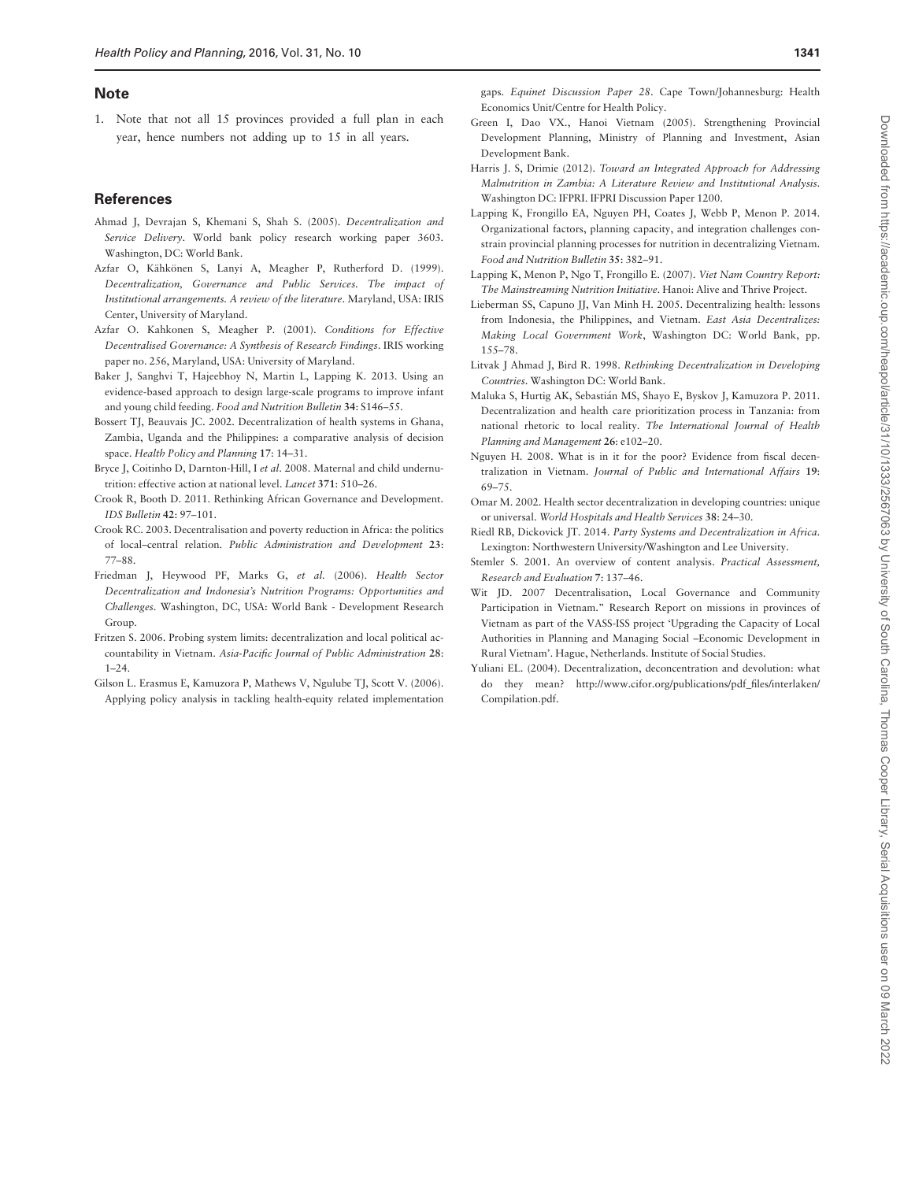## Note

1. Note that not all 15 provinces provided a full plan in each year, hence numbers not adding up to 15 in all years.

## References

Ahmad J, Devrajan S, Khemani S, Shah S. (2005). *Decentralization and Service Delivery*. World bank policy research working paper 3603. Washington, DC: World Bank.

Azfar O, Kähkönen S, Lanyi A, Meagher P, Rutherford D. (1999). *Decentralization, Governance and Public Services. The impact of Institutional arrangements. A review of the literature*. Maryland, USA: IRIS Center, University of Maryland.

Azfar O. Kahkonen S, Meagher P. (2001). *Conditions for Effective Decentralised Governance: A Synthesis of Research Findings*. IRIS working paper no. 256, Maryland, USA: University of Maryland.

Baker J, Sanghvi T, Hajeebhoy N, Martin L, Lapping K. 2013. Using an evidence-based approach to design large-scale programs to improve infant and young child feeding. *Food and Nutrition Bulletin* **34**: S146–55.

Bossert TJ, Beauvais JC. 2002. Decentralization of health systems in Ghana, Zambia, Uganda and the Philippines: a comparative analysis of decision space. *Health Policy and Planning* **17**: 14–31.

Bryce J, Coitinho D, Darnton-Hill, I *et al*. 2008. Maternal and child undernutrition: effective action at national level. *Lancet* **371**: 510–26.

Crook R, Booth D. 2011. Rethinking African Governance and Development. *IDS Bulletin* **42**: 97–101.

Crook RC. 2003. Decentralisation and poverty reduction in Africa: the politics of local–central relation. *Public Administration and Development* **23**: 77–88.

Friedman J, Heywood PF, Marks G, *et al*. (2006). *Health Sector Decentralization and Indonesia's Nutrition Programs: Opportunities and Challenges*. Washington, DC, USA: World Bank - Development Research Group.

Fritzen S. 2006. Probing system limits: decentralization and local political accountability in Vietnam. *Asia-Pacific Journal of Public Administration* **28**: 1–24.

Gilson L. Erasmus E, Kamuzora P, Mathews V, Ngulube TJ, Scott V. (2006). Applying policy analysis in tackling health-equity related implementation gaps. *Equinet Discussion Paper 28*. Cape Town/Johannesburg: Health Economics Unit/Centre for Health Policy.

Green I, Dao VX., Hanoi Vietnam (2005). Strengthening Provincial Development Planning, Ministry of Planning and Investment, Asian Development Bank.

Harris J. S, Drimie (2012). *Toward an Integrated Approach for Addressing Malnutrition in Zambia: A Literature Review and Institutional Analysis*. Washington DC: IFPRI. IFPRI Discussion Paper 1200.

Lapping K, Frongillo EA, Nguyen PH, Coates J, Webb P, Menon P. 2014. Organizational factors, planning capacity, and integration challenges constrain provincial planning processes for nutrition in decentralizing Vietnam. *Food and Nutrition Bulletin* **35**: 382–91.

Lapping K, Menon P, Ngo T, Frongillo E. (2007). *Viet Nam Country Report: The Mainstreaming Nutrition Initiative*. Hanoi: Alive and Thrive Project.

Lieberman SS, Capuno JJ, Van Minh H. 2005. Decentralizing health: lessons from Indonesia, the Philippines, and Vietnam. *East Asia Decentralizes: Making Local Government Work*, Washington DC: World Bank, pp. 155–78.

Litvak J Ahmad J, Bird R. 1998. *Rethinking Decentralization in Developing Countries*. Washington DC: World Bank.

Maluka S, Hurtig AK, Sebastián MS, Shayo E, Byskov J, Kamuzora P. 2011. Decentralization and health care prioritization process in Tanzania: from national rhetoric to local reality. *The International Journal of Health Planning and Management* **26**: e102–20.

Nguyen H. 2008. What is in it for the poor? Evidence from fiscal decentralization in Vietnam. *Journal of Public and International Affairs* **19**: 69–75.

Omar M. 2002. Health sector decentralization in developing countries: unique or universal. *World Hospitals and Health Services* **38**: 24–30.

Riedl RB, Dickovick JT. 2014. *Party Systems and Decentralization in Africa*. Lexington: Northwestern University/Washington and Lee University.

Stemler S. 2001. An overview of content analysis. *Practical Assessment, Research and Evaluation* **7**: 137–46.

Wit JD. 2007 Decentralisation, Local Governance and Community Participation in Vietnam." Research Report on missions in provinces of Vietnam as part of the VASS-ISS project 'Upgrading the Capacity of Local Authorities in Planning and Managing Social –Economic Development in Rural Vietnam'. Hague, Netherlands. Institute of Social Studies.

Yuliani EL. (2004). Decentralization, deconcentration and devolution: what do they mean? http://www.cifor.org/publications/pdf_files/interlaken/Compilation.pdf.